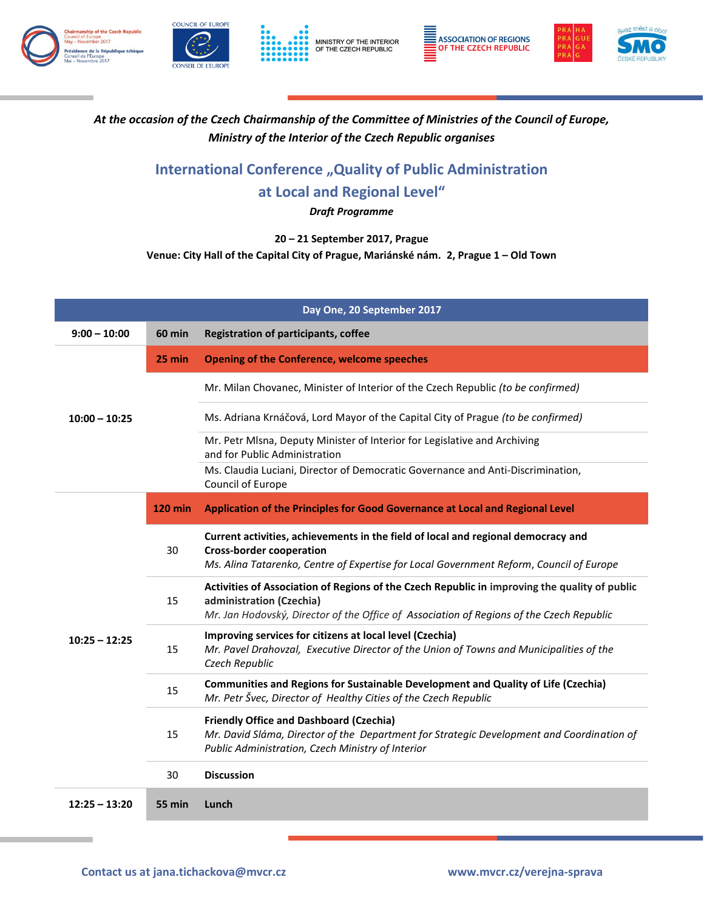*At the occasion of the Czech Chairmanship of the Committee of Ministries of the Council of Europe, Ministry of the Interior of the Czech Republic organises*

# International Conference „Quality of Public Administration at Local and Regional Level“

***Draft Programme***

**20 – 21 September 2017, Prague**

**Venue: City Hall of the Capital City of Prague, Mariánské nám. 2, Prague 1 – Old Town**

| Day One, 20 September 2017 | | |
|---|---|---|
| **9:00 – 10:00** | **60 min** | **Registration of participants, coffee** |
| **10:00 – 10:25** | **25 min** | **Opening of the Conference, welcome speeches** |
| | | Mr. Milan Chovanec, Minister of Interior of the Czech Republic *(to be confirmed)* |
| | | Ms. Adriana Krnáčová, Lord Mayor of the Capital City of Prague *(to be confirmed)* |
| | | Mr. Petr Mlsna, Deputy Minister of Interior for Legislative and Archiving and for Public Administration |
| | | Ms. Claudia Luciani, Director of Democratic Governance and Anti-Discrimination, Council of Europe |
| **10:25 – 12:25** | **120 min** | **Application of the Principles for Good Governance at Local and Regional Level** |
| | 30 | **Current activities, achievements in the field of local and regional democracy and Cross-border cooperation** *Ms. Alina Tatarenko, Centre of Expertise for Local Government Reform, Council of Europe* |
| | 15 | **Activities of Association of Regions of the Czech Republic in improving the quality of public administration (Czechia)** *Mr. Jan Hodovský, Director of the Office of Association of Regions of the Czech Republic* |
| | 15 | **Improving services for citizens at local level (Czechia)** *Mr. Pavel Drahovzal, Executive Director of the Union of Towns and Municipalities of the Czech Republic* |
| | 15 | **Communities and Regions for Sustainable Development and Quality of Life (Czechia)** *Mr. Petr Švec, Director of Healthy Cities of the Czech Republic* |
| | 15 | **Friendly Office and Dashboard (Czechia)** *Mr. David Sláma, Director of the Department for Strategic Development and Coordination of Public Administration, Czech Ministry of Interior* |
| | 30 | **Discussion** |
| **12:25 – 13:20** | **55 min** | **Lunch** |

**Contact us at jana.tichackova@mvcr.cz** **www.mvcr.cz/verejna-sprava**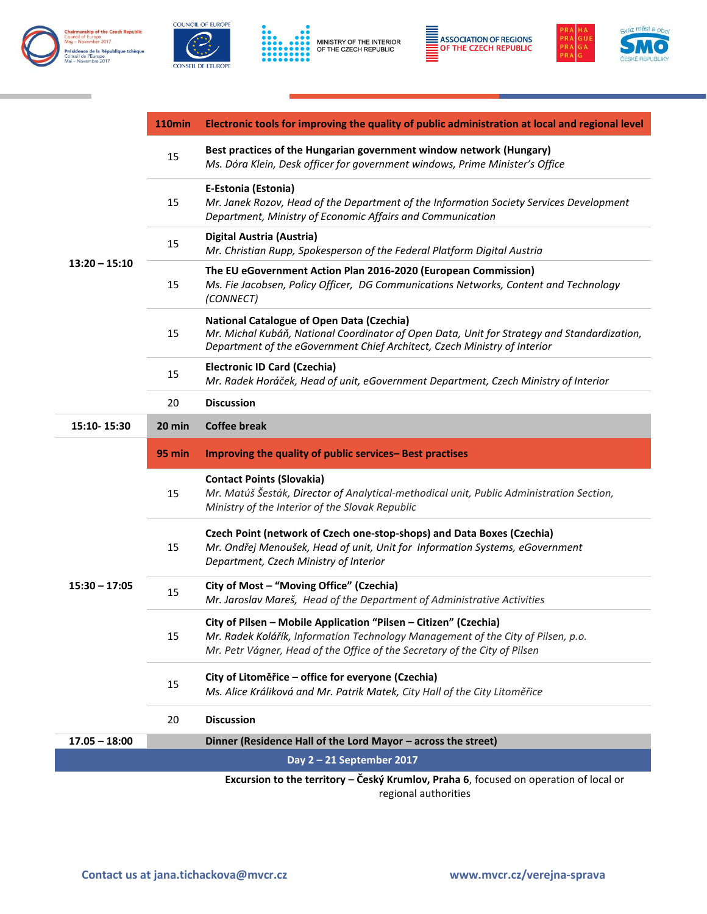| | | |
|---|---|---|
| | **110min** | **Electronic tools for improving the quality of public administration at local and regional level** |
| 13:20 – 15:10 | 15 | **Best practices of the Hungarian government window network (Hungary)**<br>*Ms. Dóra Klein, Desk officer for government windows, Prime Minister's Office* |
| | 15 | **E-Estonia (Estonia)**<br>*Mr. Janek Rozov, Head of the Department of the Information Society Services Development Department, Ministry of Economic Affairs and Communication* |
| | 15 | **Digital Austria (Austria)**<br>*Mr. Christian Rupp, Spokesperson of the Federal Platform Digital Austria* |
| | 15 | **The EU eGovernment Action Plan 2016-2020 (European Commission)**<br>*Ms. Fie Jacobsen, Policy Officer, DG Communications Networks, Content and Technology (CONNECT)* |
| | 15 | **National Catalogue of Open Data (Czechia)**<br>*Mr. Michal Kubáň, National Coordinator of Open Data, Unit for Strategy and Standardization, Department of the eGovernment Chief Architect, Czech Ministry of Interior* |
| | 15 | **Electronic ID Card (Czechia)**<br>*Mr. Radek Horáček, Head of unit, eGovernment Department, Czech Ministry of Interior* |
| | 20 | **Discussion** |
| **15:10- 15:30** | **20 min** | **Coffee break** |
| | **95 min** | **Improving the quality of public services– Best practises** |
| 15:30 – 17:05 | 15 | **Contact Points (Slovakia)**<br>*Mr. Matúš Šesták, Director of Analytical-methodical unit, Public Administration Section, Ministry of the Interior of the Slovak Republic* |
| | 15 | **Czech Point (network of Czech one-stop-shops) and Data Boxes (Czechia)**<br>*Mr. Ondřej Menoušek, Head of unit, Unit for Information Systems, eGovernment Department, Czech Ministry of Interior* |
| | 15 | **City of Most – "Moving Office" (Czechia)**<br>*Mr. Jaroslav Mareš, Head of the Department of Administrative Activities* |
| | 15 | **City of Pilsen – Mobile Application "Pilsen – Citizen" (Czechia)**<br>*Mr. Radek Kolářík, Information Technology Management of the City of Pilsen, p.o.*<br>*Mr. Petr Vágner, Head of the Office of the Secretary of the City of Pilsen* |
| | 15 | **City of Litoměřice – office for everyone (Czechia)**<br>*Ms. Alice Králiková and Mr. Patrik Matek, City Hall of the City Litoměřice* |
| | 20 | **Discussion** |
| **17.05 – 18:00** | | **Dinner (Residence Hall of the Lord Mayor – across the street)** |

**Day 2 – 21 September 2017**

**Excursion to the territory** – **Český Krumlov, Praha 6**, focused on operation of local or regional authorities

**Contact us at jana.tichackova@mvcr.cz** **www.mvcr.cz/verejna-sprava**